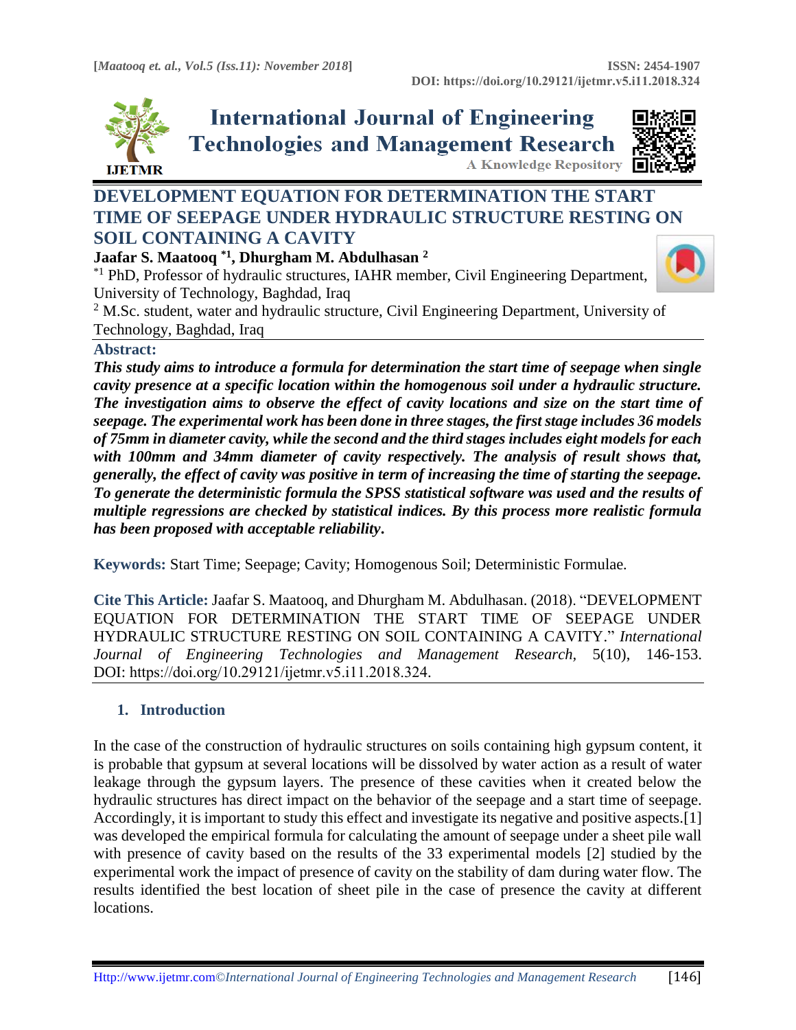# DEVELOPMENT EQUATION FOR DETERMINATION THE START TIME OF SEEPAGE UNDER HYDRAULIC STRUCTURE RESTING ON SOIL CONTAINING A CAVITY

**Jaafar S. Maatooq [*1], Dhurgham M. Abdulhasan [2]**

[*1] PhD, Professor of hydraulic structures, IAHR member, Civil Engineering Department, University of Technology, Baghdad, Iraq

[2] M.Sc. student, water and hydraulic structure, Civil Engineering Department, University of Technology, Baghdad, Iraq

## Abstract:

***This study aims to introduce a formula for determination the start time of seepage when single cavity presence at a specific location within the homogenous soil under a hydraulic structure. The investigation aims to observe the effect of cavity locations and size on the start time of seepage. The experimental work has been done in three stages, the first stage includes 36 models of 75mm in diameter cavity, while the second and the third stages includes eight models for each with 100mm and 34mm diameter of cavity respectively. The analysis of result shows that, generally, the effect of cavity was positive in term of increasing the time of starting the seepage. To generate the deterministic formula the SPSS statistical software was used and the results of multiple regressions are checked by statistical indices. By this process more realistic formula has been proposed with acceptable reliability.***

**Keywords:** Start Time; Seepage; Cavity; Homogenous Soil; Deterministic Formulae.

**Cite This Article:** Jaafar S. Maatooq, and Dhurgham M. Abdulhasan. (2018). "DEVELOPMENT EQUATION FOR DETERMINATION THE START TIME OF SEEPAGE UNDER HYDRAULIC STRUCTURE RESTING ON SOIL CONTAINING A CAVITY." *International Journal of Engineering Technologies and Management Research,* 5(10), 146-153. DOI: https://doi.org/10.29121/ijetmr.v5.i11.2018.324.

## 1. Introduction

In the case of the construction of hydraulic structures on soils containing high gypsum content, it is probable that gypsum at several locations will be dissolved by water action as a result of water leakage through the gypsum layers. The presence of these cavities when it created below the hydraulic structures has direct impact on the behavior of the seepage and a start time of seepage. Accordingly, it is important to study this effect and investigate its negative and positive aspects.[1] was developed the empirical formula for calculating the amount of seepage under a sheet pile wall with presence of cavity based on the results of the 33 experimental models [2] studied by the experimental work the impact of presence of cavity on the stability of dam during water flow. The results identified the best location of sheet pile in the case of presence the cavity at different locations.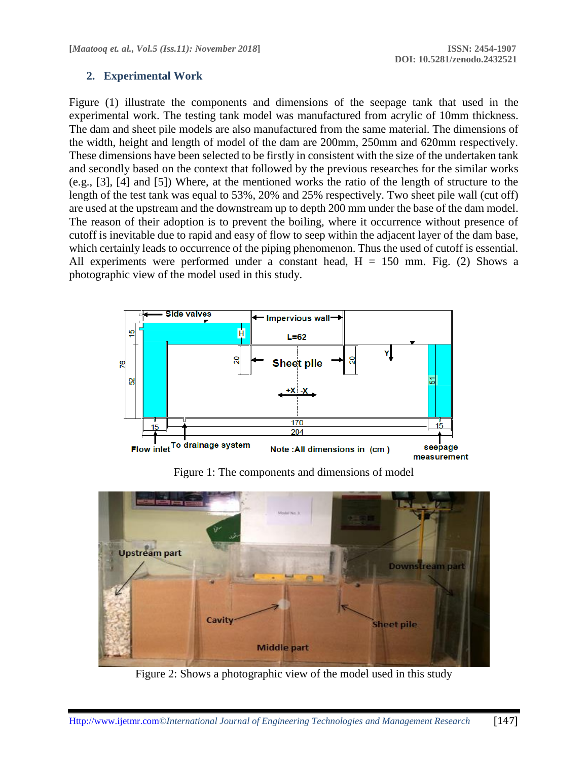## 2. Experimental Work

Figure (1) illustrate the components and dimensions of the seepage tank that used in the experimental work. The testing tank model was manufactured from acrylic of 10mm thickness. The dam and sheet pile models are also manufactured from the same material. The dimensions of the width, height and length of model of the dam are 200mm, 250mm and 620mm respectively. These dimensions have been selected to be firstly in consistent with the size of the undertaken tank and secondly based on the context that followed by the previous researches for the similar works (e.g., [3], [4] and [5]) Where, at the mentioned works the ratio of the length of structure to the length of the test tank was equal to 53%, 20% and 25% respectively. Two sheet pile wall (cut off) are used at the upstream and the downstream up to depth 200 mm under the base of the dam model. The reason of their adoption is to prevent the boiling, where it occurrence without presence of cutoff is inevitable due to rapid and easy of flow to seep within the adjacent layer of the dam base, which certainly leads to occurrence of the piping phenomenon. Thus the used of cutoff is essential. All experiments were performed under a constant head, H = 150 mm. Fig. (2) Shows a photographic view of the model used in this study.

Figure 1: The components and dimensions of model

Figure 2: Shows a photographic view of the model used in this study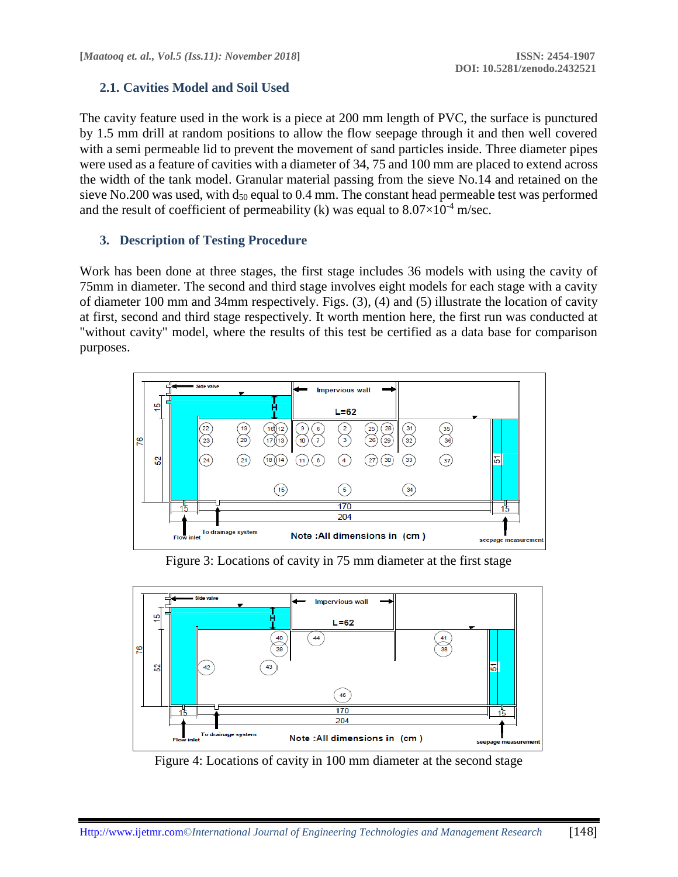### 2.1. Cavities Model and Soil Used

The cavity feature used in the work is a piece at 200 mm length of PVC, the surface is punctured by 1.5 mm drill at random positions to allow the flow seepage through it and then well covered with a semi permeable lid to prevent the movement of sand particles inside. Three diameter pipes were used as a feature of cavities with a diameter of 34, 75 and 100 mm are placed to extend across the width of the tank model. Granular material passing from the sieve No.14 and retained on the sieve No.200 was used, with $d_{50}$ equal to 0.4 mm. The constant head permeable test was performed and the result of coefficient of permeability (k) was equal to $8.07\times10^{-4}$ m/sec.

## 3. Description of Testing Procedure

Work has been done at three stages, the first stage includes 36 models with using the cavity of 75mm in diameter. The second and third stage involves eight models for each stage with a cavity of diameter 100 mm and 34mm respectively. Figs. (3), (4) and (5) illustrate the location of cavity at first, second and third stage respectively. It worth mention here, the first run was conducted at "without cavity" model, where the results of this test be certified as a data base for comparison purposes.

Figure 3: Locations of cavity in 75 mm diameter at the first stage

Figure 4: Locations of cavity in 100 mm diameter at the second stage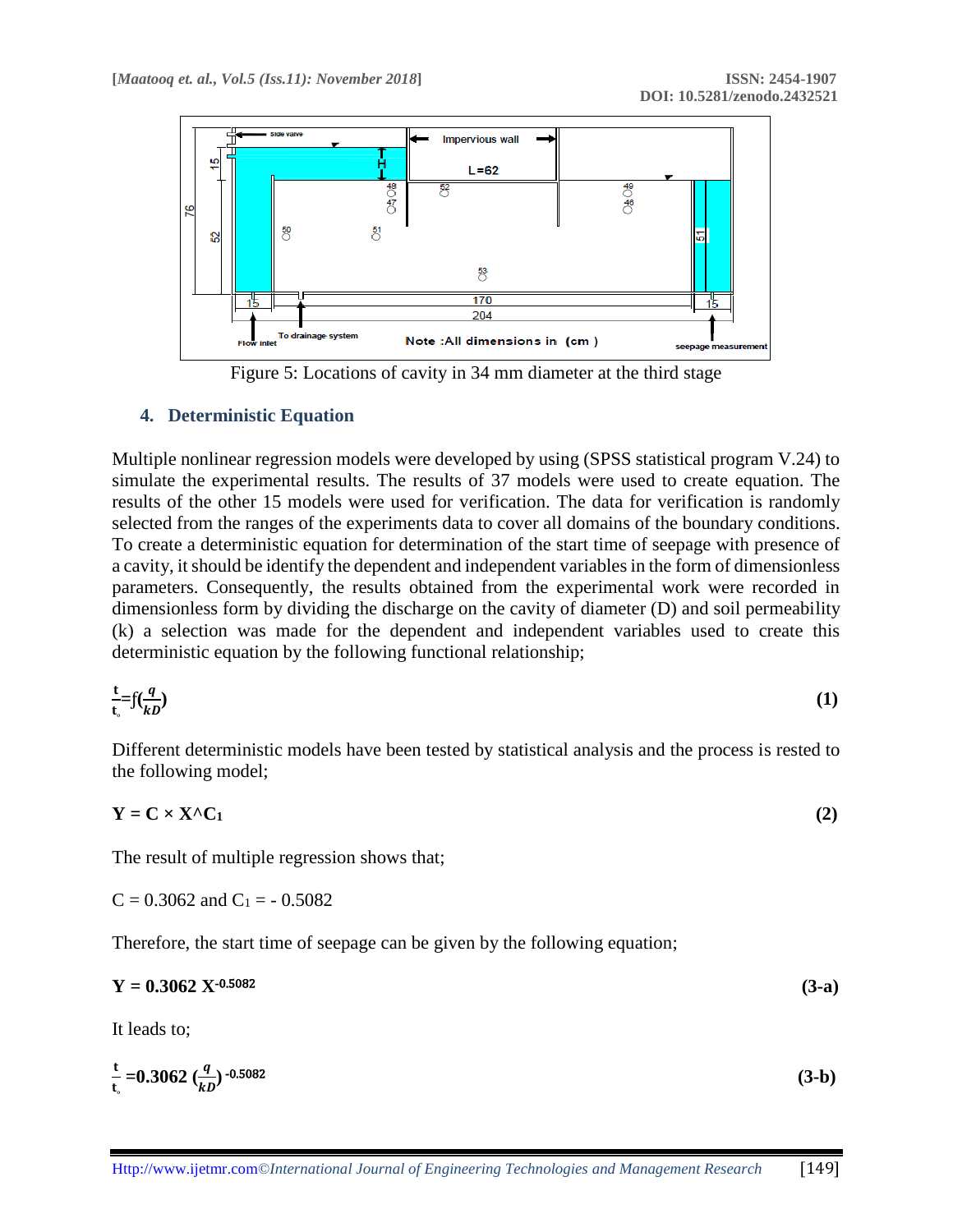Figure 5: Locations of cavity in 34 mm diameter at the third stage

## 4. Deterministic Equation

Multiple nonlinear regression models were developed by using (SPSS statistical program V.24) to simulate the experimental results. The results of 37 models were used to create equation. The results of the other 15 models were used for verification. The data for verification is randomly selected from the ranges of the experiments data to cover all domains of the boundary conditions. To create a deterministic equation for determination of the start time of seepage with presence of a cavity, it should be identify the dependent and independent variables in the form of dimensionless parameters. Consequently, the results obtained from the experimental work were recorded in dimensionless form by dividing the discharge on the cavity of diameter (D) and soil permeability (k) a selection was made for the dependent and independent variables used to create this deterministic equation by the following functional relationship;

$$\frac{t}{t_{\circ}} = f\left(\frac{q}{kD}\right) \tag{1}$$

Different deterministic models have been tested by statistical analysis and the process is rested to the following model;

$$\mathbf{Y = C \times X^{\wedge}C_1} \tag{2}$$

The result of multiple regression shows that;

$C = 0.3062$ and $C_1 = -0.5082$

Therefore, the start time of seepage can be given by the following equation;

$$\mathbf{Y = 0.3062\ X^{-0.5082}} \tag{3-a}$$

It leads to;

$$\frac{t}{t_{\circ}} = 0.3062 \left(\frac{q}{kD}\right)^{-0.5082} \tag{3-b}$$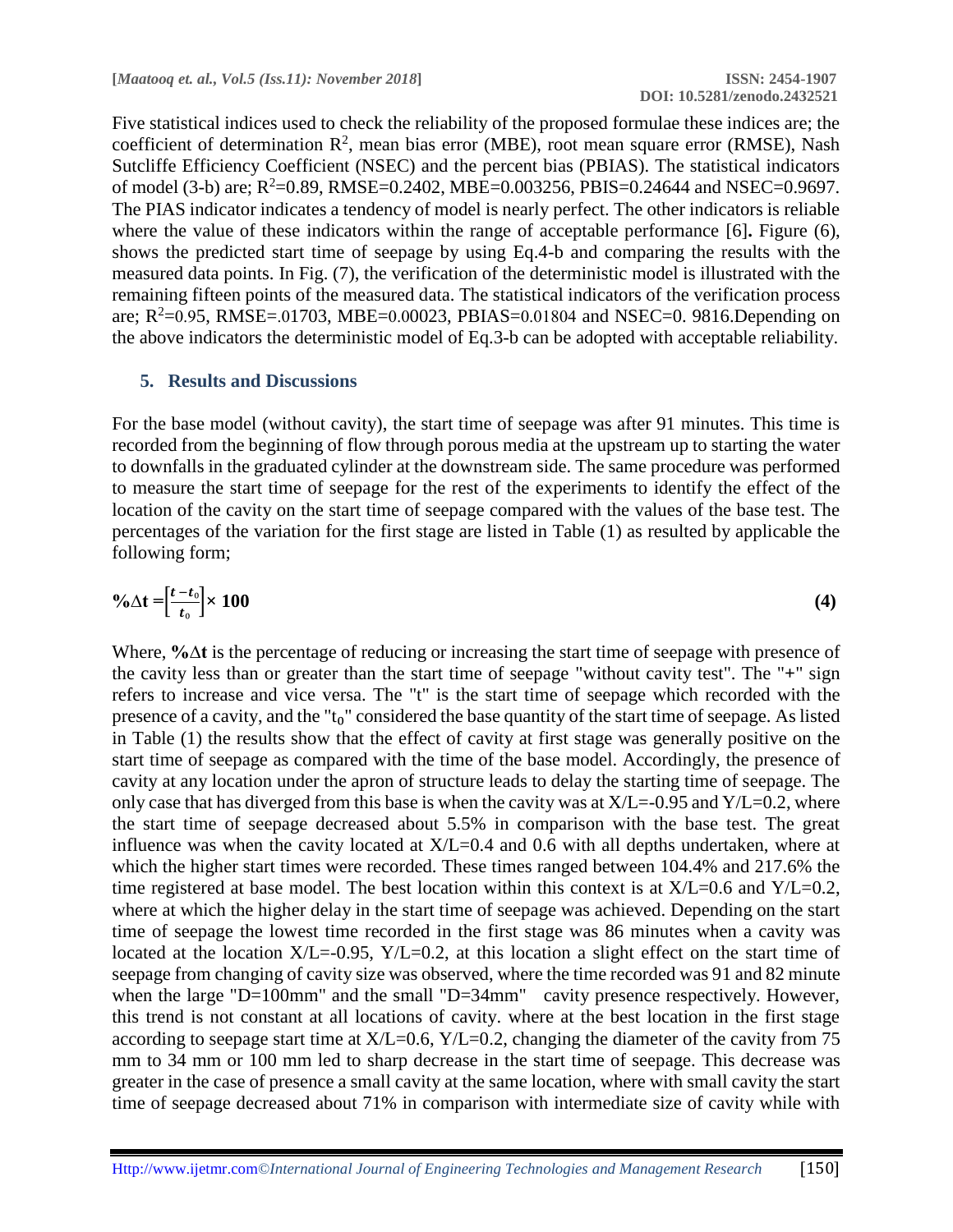Five statistical indices used to check the reliability of the proposed formulae these indices are; the coefficient of determination $R^2$, mean bias error (MBE), root mean square error (RMSE), Nash Sutcliffe Efficiency Coefficient (NSEC) and the percent bias (PBIAS). The statistical indicators of model (3-b) are; $R^2$=0.89, RMSE=0.2402, MBE=0.003256, PBIS=0.24644 and NSEC=0.9697. The PIAS indicator indicates a tendency of model is nearly perfect. The other indicators is reliable where the value of these indicators within the range of acceptable performance [6]**.** Figure (6), shows the predicted start time of seepage by using Eq.4-b and comparing the results with the measured data points. In Fig. (7), the verification of the deterministic model is illustrated with the remaining fifteen points of the measured data. The statistical indicators of the verification process are; $R^2$=0.95, RMSE=.01703, MBE=0.00023, PBIAS=0.01804 and NSEC=0. 9816.Depending on the above indicators the deterministic model of Eq.3-b can be adopted with acceptable reliability.

## 5. Results and Discussions

For the base model (without cavity), the start time of seepage was after 91 minutes. This time is recorded from the beginning of flow through porous media at the upstream up to starting the water to downfalls in the graduated cylinder at the downstream side. The same procedure was performed to measure the start time of seepage for the rest of the experiments to identify the effect of the location of the cavity on the start time of seepage compared with the values of the base test. The percentages of the variation for the first stage are listed in Table (1) as resulted by applicable the following form;

$$\%\Delta t = \left[\frac{t - t_0}{t_0}\right] \times 100 \quad (4)$$

Where, **%Δt** is the percentage of reducing or increasing the start time of seepage with presence of the cavity less than or greater than the start time of seepage "without cavity test". The "+" sign refers to increase and vice versa. The "t" is the start time of seepage which recorded with the presence of a cavity, and the "$t_0$" considered the base quantity of the start time of seepage. As listed in Table (1) the results show that the effect of cavity at first stage was generally positive on the start time of seepage as compared with the time of the base model. Accordingly, the presence of cavity at any location under the apron of structure leads to delay the starting time of seepage. The only case that has diverged from this base is when the cavity was at X/L=-0.95 and Y/L=0.2, where the start time of seepage decreased about 5.5% in comparison with the base test. The great influence was when the cavity located at X/L=0.4 and 0.6 with all depths undertaken, where at which the higher start times were recorded. These times ranged between 104.4% and 217.6% the time registered at base model. The best location within this context is at X/L=0.6 and Y/L=0.2, where at which the higher delay in the start time of seepage was achieved. Depending on the start time of seepage the lowest time recorded in the first stage was 86 minutes when a cavity was located at the location X/L=-0.95, Y/L=0.2, at this location a slight effect on the start time of seepage from changing of cavity size was observed, where the time recorded was 91 and 82 minute when the large "D=100mm" and the small "D=34mm" cavity presence respectively. However, this trend is not constant at all locations of cavity. where at the best location in the first stage according to seepage start time at X/L=0.6, Y/L=0.2, changing the diameter of the cavity from 75 mm to 34 mm or 100 mm led to sharp decrease in the start time of seepage. This decrease was greater in the case of presence a small cavity at the same location, where with small cavity the start time of seepage decreased about 71% in comparison with intermediate size of cavity while with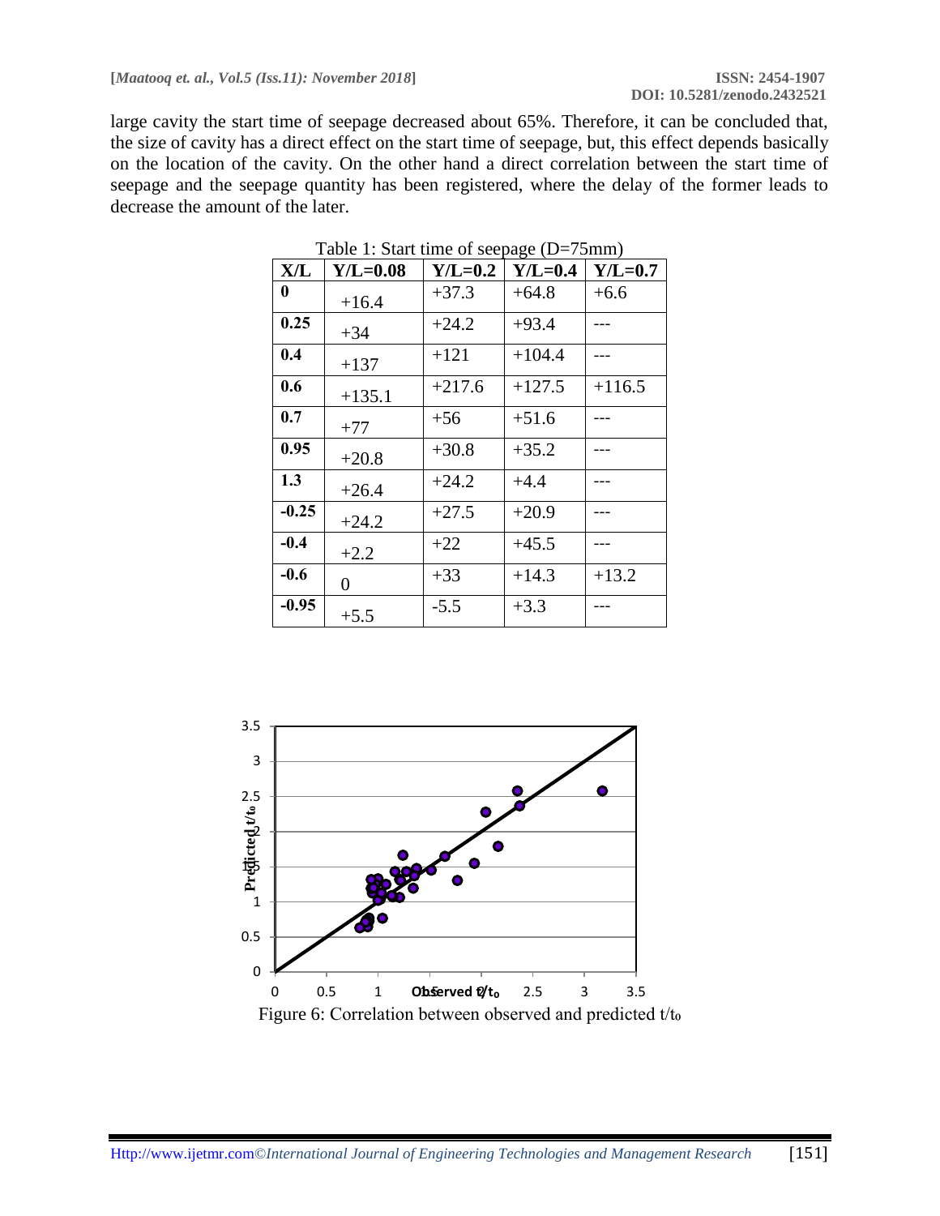large cavity the start time of seepage decreased about 65%. Therefore, it can be concluded that, the size of cavity has a direct effect on the start time of seepage, but, this effect depends basically on the location of the cavity. On the other hand a direct correlation between the start time of seepage and the seepage quantity has been registered, where the delay of the former leads to decrease the amount of the later.

Table 1: Start time of seepage (D=75mm)

| X/L | Y/L=0.08 | Y/L=0.2 | Y/L=0.4 | Y/L=0.7 |
|---|---|---|---|---|
| **0** | +16.4 | +37.3 | +64.8 | +6.6 |
| **0.25** | +34 | +24.2 | +93.4 | --- |
| **0.4** | +137 | +121 | +104.4 | --- |
| **0.6** | +135.1 | +217.6 | +127.5 | +116.5 |
| **0.7** | +77 | +56 | +51.6 | --- |
| **0.95** | +20.8 | +30.8 | +35.2 | --- |
| **1.3** | +26.4 | +24.2 | +4.4 | --- |
| **-0.25** | +24.2 | +27.5 | +20.9 | --- |
| **-0.4** | +2.2 | +22 | +45.5 | --- |
| **-0.6** | 0 | +33 | +14.3 | +13.2 |
| **-0.95** | +5.5 | -5.5 | +3.3 | --- |

Figure 6: Correlation between observed and predicted $t/t_o$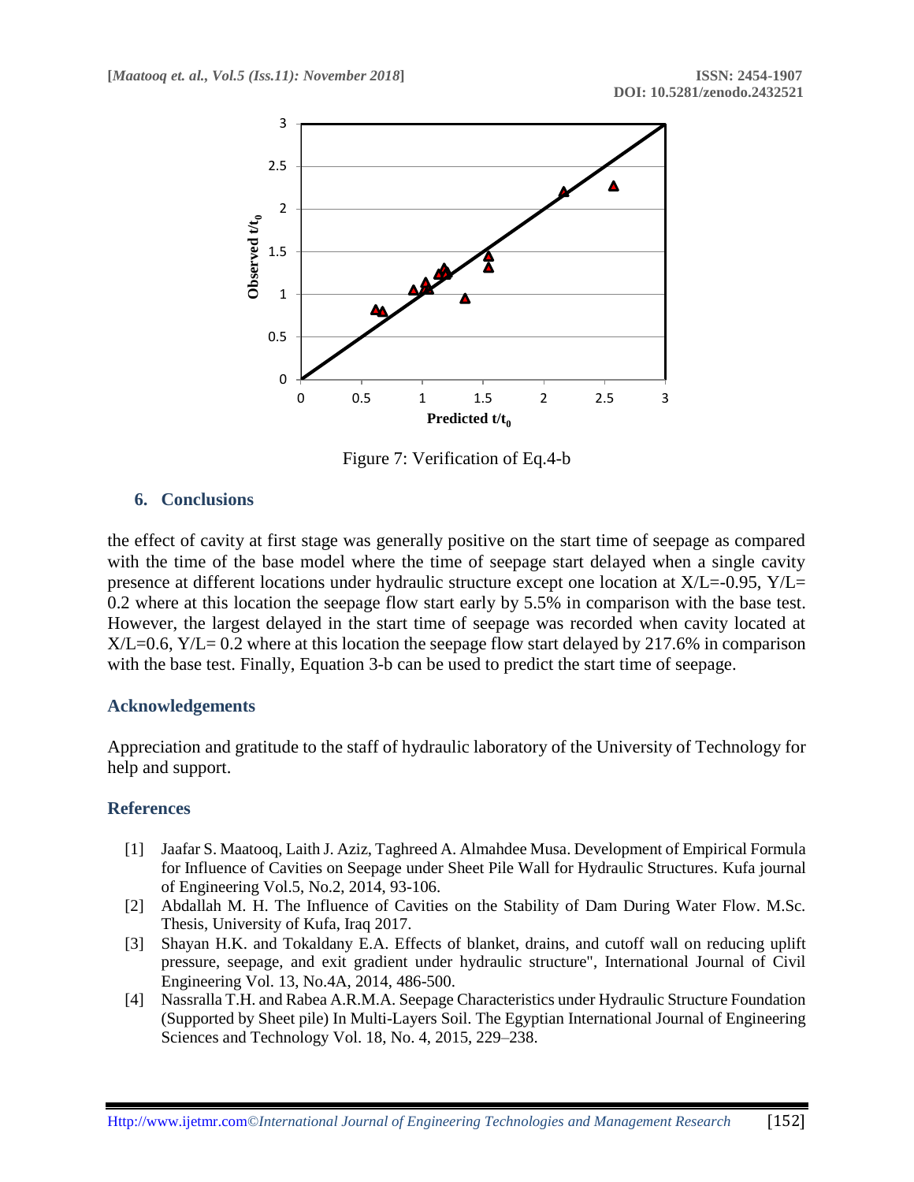Figure 7: Verification of Eq.4-b

## 6. Conclusions

the effect of cavity at first stage was generally positive on the start time of seepage as compared with the time of the base model where the time of seepage start delayed when a single cavity presence at different locations under hydraulic structure except one location at X/L=-0.95, Y/L= 0.2 where at this location the seepage flow start early by 5.5% in comparison with the base test. However, the largest delayed in the start time of seepage was recorded when cavity located at X/L=0.6, Y/L= 0.2 where at this location the seepage flow start delayed by 217.6% in comparison with the base test. Finally, Equation 3-b can be used to predict the start time of seepage.

## Acknowledgements

Appreciation and gratitude to the staff of hydraulic laboratory of the University of Technology for help and support.

## References

[1] Jaafar S. Maatooq, Laith J. Aziz, Taghreed A. Almahdee Musa. Development of Empirical Formula for Influence of Cavities on Seepage under Sheet Pile Wall for Hydraulic Structures. Kufa journal of Engineering Vol.5, No.2, 2014, 93-106.

[2] Abdallah M. H. The Influence of Cavities on the Stability of Dam During Water Flow. M.Sc. Thesis, University of Kufa, Iraq 2017.

[3] Shayan H.K. and Tokaldany E.A. Effects of blanket, drains, and cutoff wall on reducing uplift pressure, seepage, and exit gradient under hydraulic structure", International Journal of Civil Engineering Vol. 13, No.4A, 2014, 486-500.

[4] Nassralla T.H. and Rabea A.R.M.A. Seepage Characteristics under Hydraulic Structure Foundation (Supported by Sheet pile) In Multi-Layers Soil. The Egyptian International Journal of Engineering Sciences and Technology Vol. 18, No. 4, 2015, 229–238.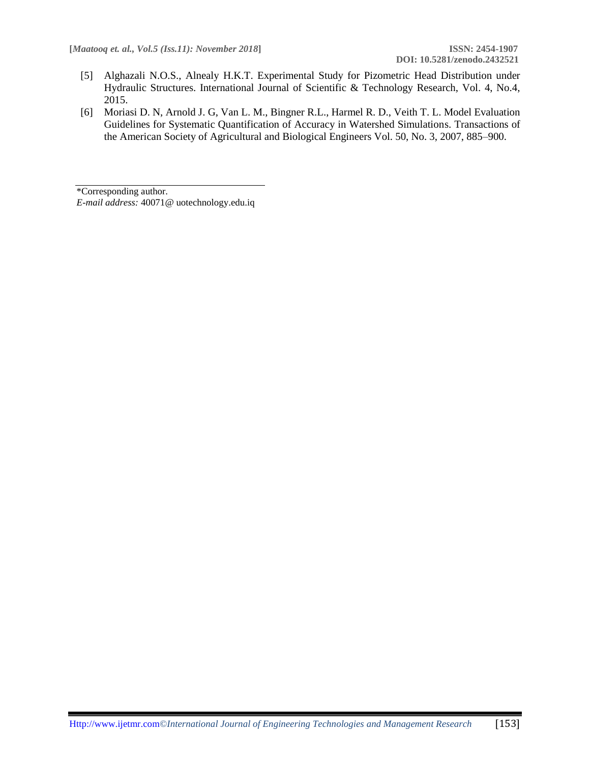[5] Alghazali N.O.S., Alnealy H.K.T. Experimental Study for Pizometric Head Distribution under Hydraulic Structures. International Journal of Scientific & Technology Research, Vol. 4, No.4, 2015.

[6] Moriasi D. N, Arnold J. G, Van L. M., Bingner R.L., Harmel R. D., Veith T. L. Model Evaluation Guidelines for Systematic Quantification of Accuracy in Watershed Simulations. Transactions of the American Society of Agricultural and Biological Engineers Vol. 50, No. 3, 2007, 885–900.

---

*Corresponding author.

*E-mail address:* 40071@ uotechnology.edu.iq